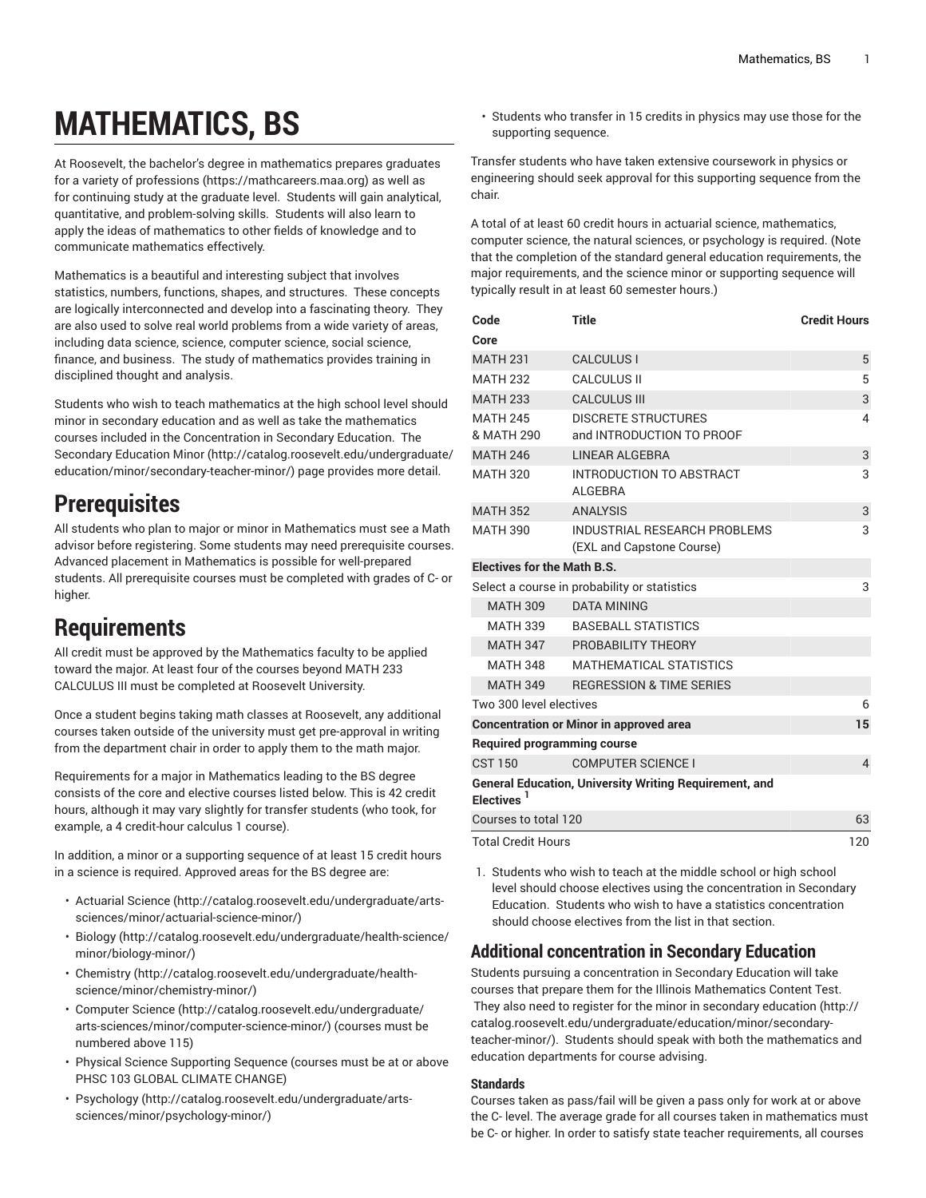# MATHEMATICS, BS

At Roosevelt, the bachelor's degree in mathematics prepares graduates for a variety of professions (https://mathcareers.maa.org) as well as for continuing study at the graduate level. Students will gain analytical, quantitative, and problem-solving skills. Students will also learn to apply the ideas of mathematics to other fields of knowledge and to communicate mathematics effectively.

Mathematics is a beautiful and interesting subject that involves statistics, numbers, functions, shapes, and structures. These concepts are logically interconnected and develop into a fascinating theory. They are also used to solve real world problems from a wide variety of areas, including data science, science, computer science, social science, finance, and business. The study of mathematics provides training in disciplined thought and analysis.

Students who wish to teach mathematics at the high school level should minor in secondary education and as well as take the mathematics courses included in the Concentration in Secondary Education. The Secondary Education Minor (http://catalog.roosevelt.edu/undergraduate/education/minor/secondary-teacher-minor/) page provides more detail.

## Prerequisites

All students who plan to major or minor in Mathematics must see a Math advisor before registering. Some students may need prerequisite courses. Advanced placement in Mathematics is possible for well-prepared students. All prerequisite courses must be completed with grades of C- or higher.

## Requirements

All credit must be approved by the Mathematics faculty to be applied toward the major. At least four of the courses beyond MATH 233 CALCULUS III must be completed at Roosevelt University.

Once a student begins taking math classes at Roosevelt, any additional courses taken outside of the university must get pre-approval in writing from the department chair in order to apply them to the math major.

Requirements for a major in Mathematics leading to the BS degree consists of the core and elective courses listed below. This is 42 credit hours, although it may vary slightly for transfer students (who took, for example, a 4 credit-hour calculus 1 course).

In addition, a minor or a supporting sequence of at least 15 credit hours in a science is required. Approved areas for the BS degree are:

- Actuarial Science (http://catalog.roosevelt.edu/undergraduate/arts-sciences/minor/actuarial-science-minor/)
- Biology (http://catalog.roosevelt.edu/undergraduate/health-science/minor/biology-minor/)
- Chemistry (http://catalog.roosevelt.edu/undergraduate/health-science/minor/chemistry-minor/)
- Computer Science (http://catalog.roosevelt.edu/undergraduate/arts-sciences/minor/computer-science-minor/) (courses must be numbered above 115)
- Physical Science Supporting Sequence (courses must be at or above PHSC 103 GLOBAL CLIMATE CHANGE)
- Psychology (http://catalog.roosevelt.edu/undergraduate/arts-sciences/minor/psychology-minor/)
- Students who transfer in 15 credits in physics may use those for the supporting sequence.

Transfer students who have taken extensive coursework in physics or engineering should seek approval for this supporting sequence from the chair.

A total of at least 60 credit hours in actuarial science, mathematics, computer science, the natural sciences, or psychology is required. (Note that the completion of the standard general education requirements, the major requirements, and the science minor or supporting sequence will typically result in at least 60 semester hours.)

| Code | Title | Credit Hours |
|---|---|---|
| **Core** | | |
| MATH 231 | CALCULUS I | 5 |
| MATH 232 | CALCULUS II | 5 |
| MATH 233 | CALCULUS III | 3 |
| MATH 245 & MATH 290 | DISCRETE STRUCTURES and INTRODUCTION TO PROOF | 4 |
| MATH 246 | LINEAR ALGEBRA | 3 |
| MATH 320 | INTRODUCTION TO ABSTRACT ALGEBRA | 3 |
| MATH 352 | ANALYSIS | 3 |
| MATH 390 | INDUSTRIAL RESEARCH PROBLEMS (EXL and Capstone Course) | 3 |
| **Electives for the Math B.S.** | | |
| Select a course in probability or statistics | | 3 |
| MATH 309 | DATA MINING | |
| MATH 339 | BASEBALL STATISTICS | |
| MATH 347 | PROBABILITY THEORY | |
| MATH 348 | MATHEMATICAL STATISTICS | |
| MATH 349 | REGRESSION & TIME SERIES | |
| Two 300 level electives | | 6 |
| **Concentration or Minor in approved area** | | **15** |
| **Required programming course** | | |
| CST 150 | COMPUTER SCIENCE I | 4 |
| **General Education, University Writing Requirement, and Electives** [1] | | |
| Courses to total 120 | | 63 |
| Total Credit Hours | | 120 |

1. Students who wish to teach at the middle school or high school level should choose electives using the concentration in Secondary Education. Students who wish to have a statistics concentration should choose electives from the list in that section.

## Additional concentration in Secondary Education

Students pursuing a concentration in Secondary Education will take courses that prepare them for the Illinois Mathematics Content Test. They also need to register for the minor in secondary education (http://catalog.roosevelt.edu/undergraduate/education/minor/secondary-teacher-minor/). Students should speak with both the mathematics and education departments for course advising.

### Standards

Courses taken as pass/fail will be given a pass only for work at or above the C- level. The average grade for all courses taken in mathematics must be C- or higher. In order to satisfy state teacher requirements, all courses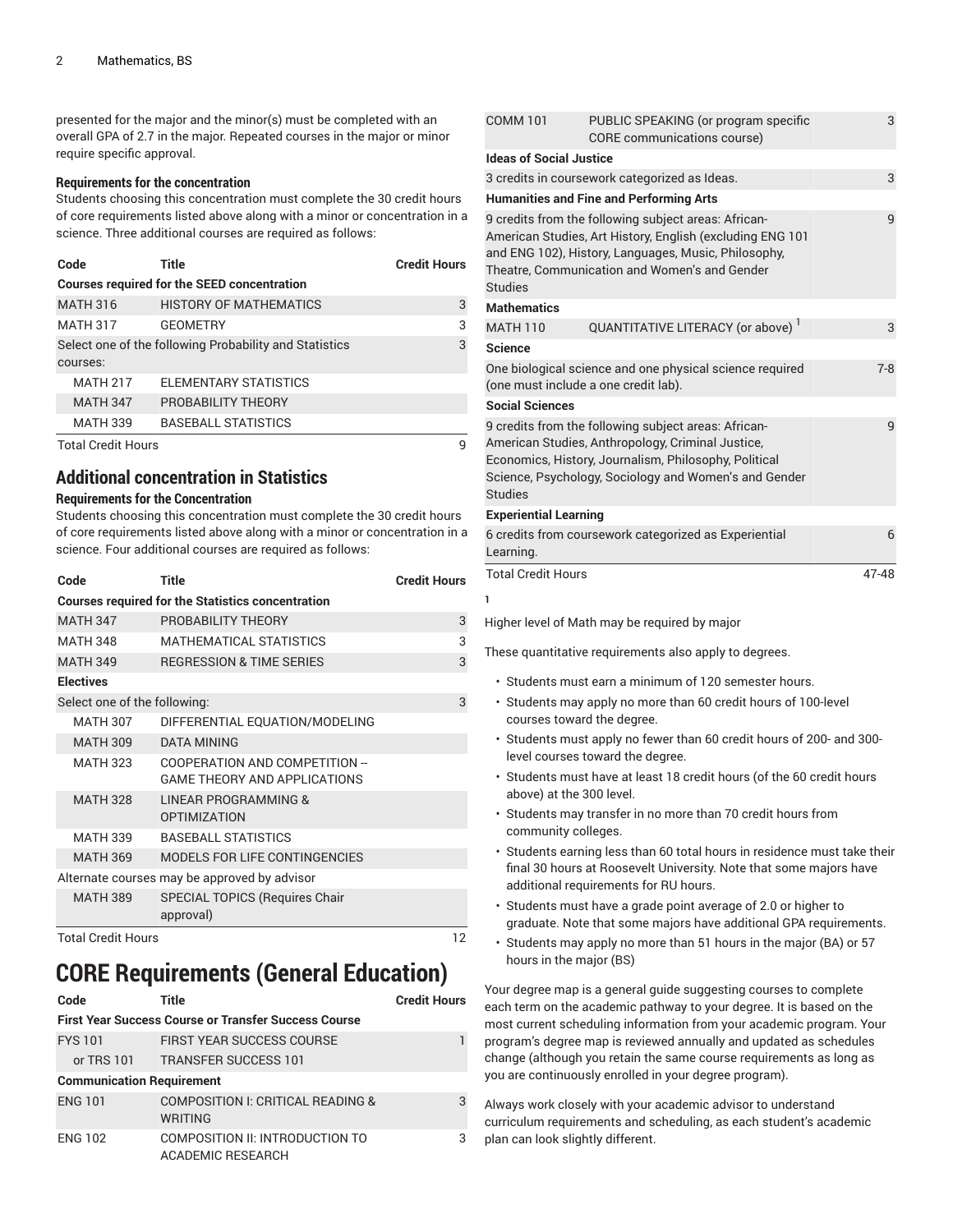presented for the major and the minor(s) must be completed with an overall GPA of 2.7 in the major. Repeated courses in the major or minor require specific approval.

#### Requirements for the concentration

Students choosing this concentration must complete the 30 credit hours of core requirements listed above along with a minor or concentration in a science. Three additional courses are required as follows:

| Code | Title | Credit Hours |
|---|---|---|
| **Courses required for the SEED concentration** | | |
| MATH 316 | HISTORY OF MATHEMATICS | 3 |
| MATH 317 | GEOMETRY | 3 |
| Select one of the following Probability and Statistics courses: | | 3 |
| MATH 217 | ELEMENTARY STATISTICS | |
| MATH 347 | PROBABILITY THEORY | |
| MATH 339 | BASEBALL STATISTICS | |
| Total Credit Hours | | 9 |

## Additional concentration in Statistics

#### Requirements for the Concentration

Students choosing this concentration must complete the 30 credit hours of core requirements listed above along with a minor or concentration in a science. Four additional courses are required as follows:

| Code | Title | Credit Hours |
|---|---|---|
| **Courses required for the Statistics concentration** | | |
| MATH 347 | PROBABILITY THEORY | 3 |
| MATH 348 | MATHEMATICAL STATISTICS | 3 |
| MATH 349 | REGRESSION & TIME SERIES | 3 |
| **Electives** | | |
| Select one of the following: | | 3 |
| MATH 307 | DIFFERENTIAL EQUATION/MODELING | |
| MATH 309 | DATA MINING | |
| MATH 323 | COOPERATION AND COMPETITION -- GAME THEORY AND APPLICATIONS | |
| MATH 328 | LINEAR PROGRAMMING & OPTIMIZATION | |
| MATH 339 | BASEBALL STATISTICS | |
| MATH 369 | MODELS FOR LIFE CONTINGENCIES | |
| Alternate courses may be approved by advisor | | |
| MATH 389 | SPECIAL TOPICS (Requires Chair approval) | |
| Total Credit Hours | | 12 |

# CORE Requirements (General Education)

| Code | Title | Credit Hours |
|---|---|---|
| **First Year Success Course or Transfer Success Course** | | |
| FYS 101 | FIRST YEAR SUCCESS COURSE | 1 |
| or TRS 101 | TRANSFER SUCCESS 101 | |
| **Communication Requirement** | | |
| ENG 101 | COMPOSITION I: CRITICAL READING & WRITING | 3 |
| ENG 102 | COMPOSITION II: INTRODUCTION TO ACADEMIC RESEARCH | 3 |
| COMM 101 | PUBLIC SPEAKING (or program specific CORE communications course) | 3 |
| **Ideas of Social Justice** | | |
| 3 credits in coursework categorized as Ideas. | | 3 |
| **Humanities and Fine and Performing Arts** | | |
| 9 credits from the following subject areas: African-American Studies, Art History, English (excluding ENG 101 and ENG 102), History, Languages, Music, Philosophy, Theatre, Communication and Women's and Gender Studies | | 9 |
| **Mathematics** | | |
| MATH 110 | QUANTITATIVE LITERACY (or above) [1] | 3 |
| **Science** | | |
| One biological science and one physical science required (one must include a one credit lab). | | 7-8 |
| **Social Sciences** | | |
| 9 credits from the following subject areas: African-American Studies, Anthropology, Criminal Justice, Economics, History, Journalism, Philosophy, Political Science, Psychology, Sociology and Women's and Gender Studies | | 9 |
| **Experiential Learning** | | |
| 6 credits from coursework categorized as Experiential Learning. | | 6 |
| Total Credit Hours | | 47-48 |

1

Higher level of Math may be required by major

These quantitative requirements also apply to degrees.

- Students must earn a minimum of 120 semester hours.
- Students may apply no more than 60 credit hours of 100-level courses toward the degree.
- Students must apply no fewer than 60 credit hours of 200- and 300-level courses toward the degree.
- Students must have at least 18 credit hours (of the 60 credit hours above) at the 300 level.
- Students may transfer in no more than 70 credit hours from community colleges.
- Students earning less than 60 total hours in residence must take their final 30 hours at Roosevelt University. Note that some majors have additional requirements for RU hours.
- Students must have a grade point average of 2.0 or higher to graduate. Note that some majors have additional GPA requirements.
- Students may apply no more than 51 hours in the major (BA) or 57 hours in the major (BS)

Your degree map is a general guide suggesting courses to complete each term on the academic pathway to your degree. It is based on the most current scheduling information from your academic program. Your program's degree map is reviewed annually and updated as schedules change (although you retain the same course requirements as long as you are continuously enrolled in your degree program).

Always work closely with your academic advisor to understand curriculum requirements and scheduling, as each student's academic plan can look slightly different.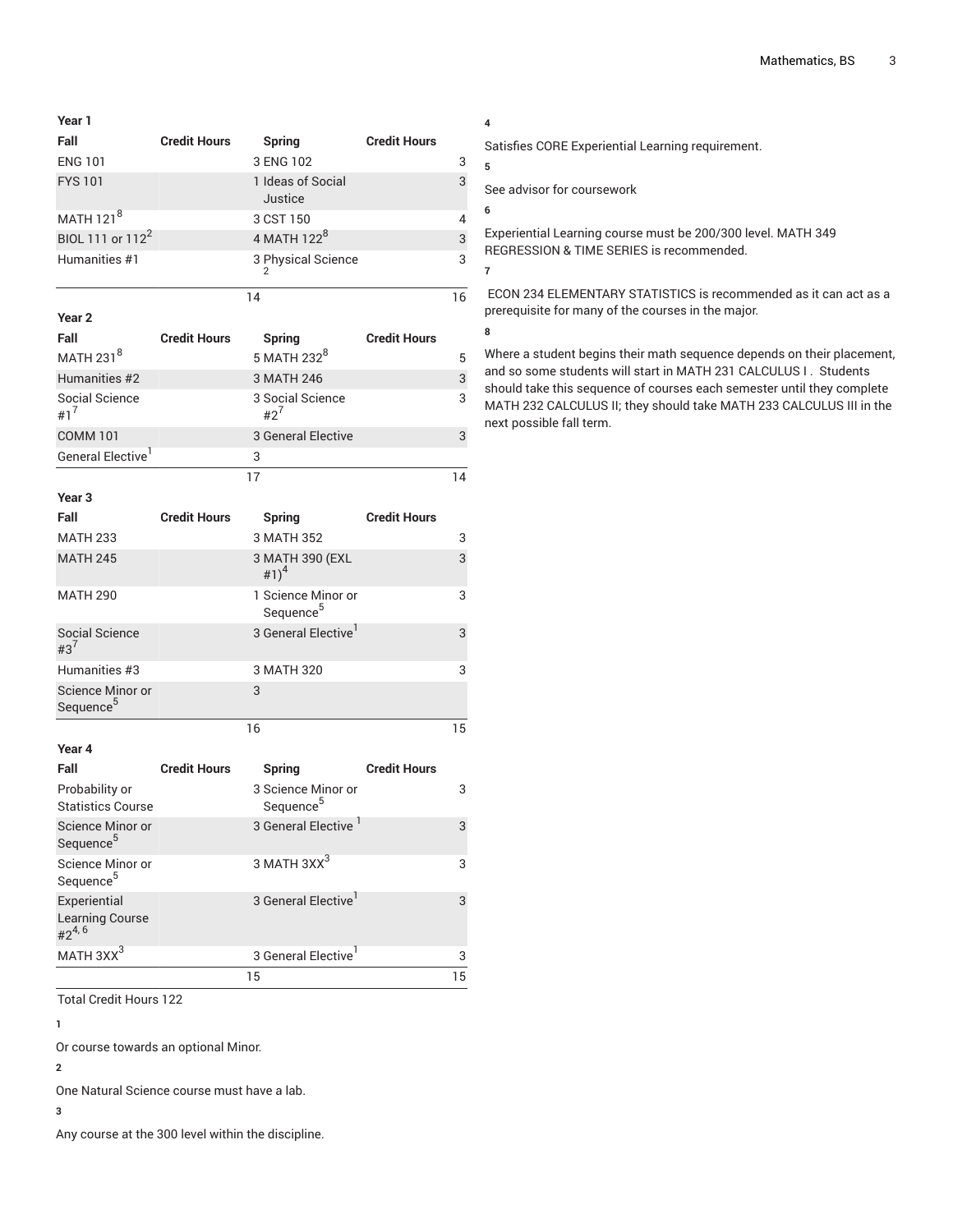| Year 1 | | | |
|---|---|---|---|
| **Fall** | **Credit Hours** | **Spring** | **Credit Hours** |
| ENG 101 | 3 | ENG 102 | 3 |
| FYS 101 | 1 | Ideas of Social Justice | 3 |
| MATH 121[8] | 3 | CST 150 | 4 |
| BIOL 111 or 112[2] | 4 | MATH 122[8] | 3 |
| Humanities #1 | 3 | Physical Science[2] | 3 |
| | 14 | | 16 |

| Year 2 | | | |
|---|---|---|---|
| **Fall** | **Credit Hours** | **Spring** | **Credit Hours** |
| MATH 231[8] | 5 | MATH 232[8] | 5 |
| Humanities #2 | 3 | MATH 246 | 3 |
| Social Science #1[7] | 3 | Social Science #2[7] | 3 |
| COMM 101 | 3 | General Elective | 3 |
| General Elective[1] | 3 | | |
| | 17 | | 14 |

| Year 3 | | | |
|---|---|---|---|
| **Fall** | **Credit Hours** | **Spring** | **Credit Hours** |
| MATH 233 | 3 | MATH 352 | 3 |
| MATH 245 | 3 | MATH 390 (EXL #1)[4] | 3 |
| MATH 290 | 1 | Science Minor or Sequence[5] | 3 |
| Social Science #3[7] | 3 | General Elective[1] | 3 |
| Humanities #3 | 3 | MATH 320 | 3 |
| Science Minor or Sequence[5] | 3 | | |
| | 16 | | 15 |

| Year 4 | | | |
|---|---|---|---|
| **Fall** | **Credit Hours** | **Spring** | **Credit Hours** |
| Probability or Statistics Course | 3 | Science Minor or Sequence[5] | 3 |
| Science Minor or Sequence[5] | 3 | General Elective[1] | 3 |
| Science Minor or Sequence[5] | 3 | MATH 3XX[3] | 3 |
| Experiential Learning Course #2[4, 6] | 3 | General Elective[1] | 3 |
| MATH 3XX[3] | 3 | General Elective[1] | 3 |
| | 15 | | 15 |

Total Credit Hours 122

**1**

Or course towards an optional Minor.

**2**

One Natural Science course must have a lab.

**3**

Any course at the 300 level within the discipline.

**4**

Satisfies CORE Experiential Learning requirement.

**5**

See advisor for coursework

**6**

Experiential Learning course must be 200/300 level. MATH 349 REGRESSION & TIME SERIES is recommended.

**7**

ECON 234 ELEMENTARY STATISTICS is recommended as it can act as a prerequisite for many of the courses in the major.

**8**

Where a student begins their math sequence depends on their placement, and so some students will start in MATH 231 CALCULUS I . Students should take this sequence of courses each semester until they complete MATH 232 CALCULUS II; they should take MATH 233 CALCULUS III in the next possible fall term.